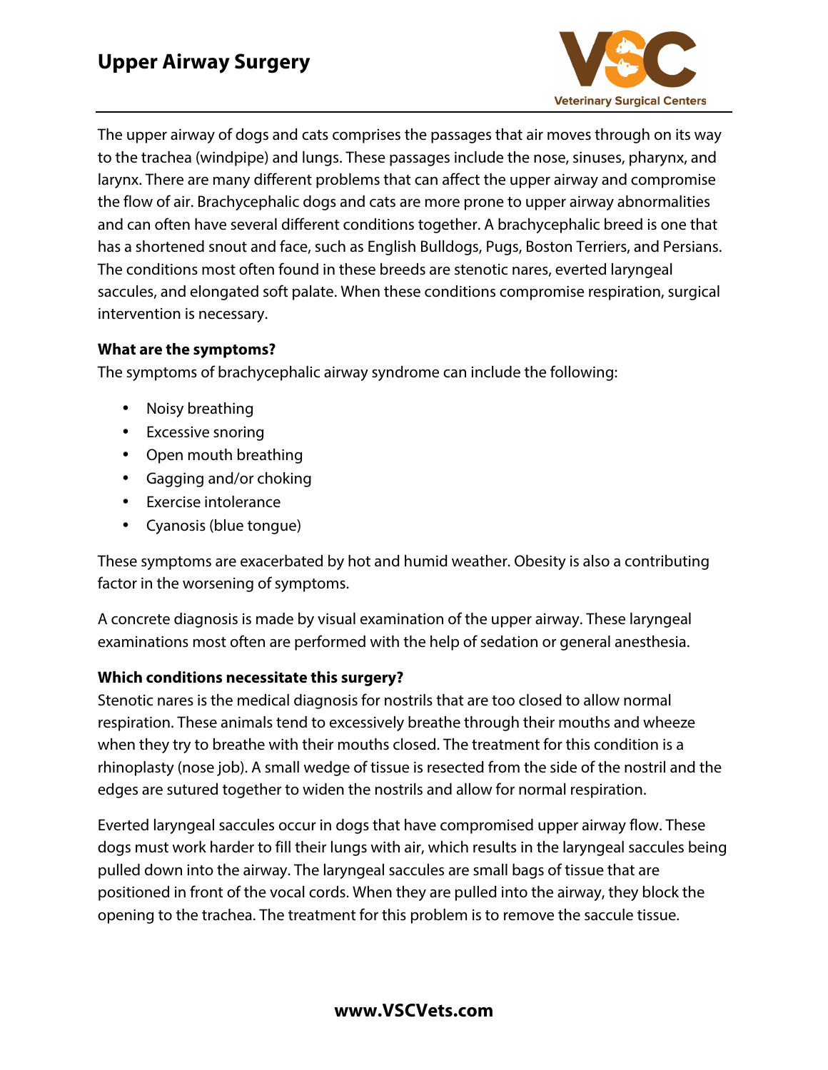# Upper Airway Surgery

The upper airway of dogs and cats comprises the passages that air moves through on its way to the trachea (windpipe) and lungs. These passages include the nose, sinuses, pharynx, and larynx. There are many different problems that can affect the upper airway and compromise the flow of air. Brachycephalic dogs and cats are more prone to upper airway abnormalities and can often have several different conditions together. A brachycephalic breed is one that has a shortened snout and face, such as English Bulldogs, Pugs, Boston Terriers, and Persians. The conditions most often found in these breeds are stenotic nares, everted laryngeal saccules, and elongated soft palate. When these conditions compromise respiration, surgical intervention is necessary.

**What are the symptoms?**

The symptoms of brachycephalic airway syndrome can include the following:

- Noisy breathing
- Excessive snoring
- Open mouth breathing
- Gagging and/or choking
- Exercise intolerance
- Cyanosis (blue tongue)

These symptoms are exacerbated by hot and humid weather. Obesity is also a contributing factor in the worsening of symptoms.

A concrete diagnosis is made by visual examination of the upper airway. These laryngeal examinations most often are performed with the help of sedation or general anesthesia.

**Which conditions necessitate this surgery?**

Stenotic nares is the medical diagnosis for nostrils that are too closed to allow normal respiration. These animals tend to excessively breathe through their mouths and wheeze when they try to breathe with their mouths closed. The treatment for this condition is a rhinoplasty (nose job). A small wedge of tissue is resected from the side of the nostril and the edges are sutured together to widen the nostrils and allow for normal respiration.

Everted laryngeal saccules occur in dogs that have compromised upper airway flow. These dogs must work harder to fill their lungs with air, which results in the laryngeal saccules being pulled down into the airway. The laryngeal saccules are small bags of tissue that are positioned in front of the vocal cords. When they are pulled into the airway, they block the opening to the trachea. The treatment for this problem is to remove the saccule tissue.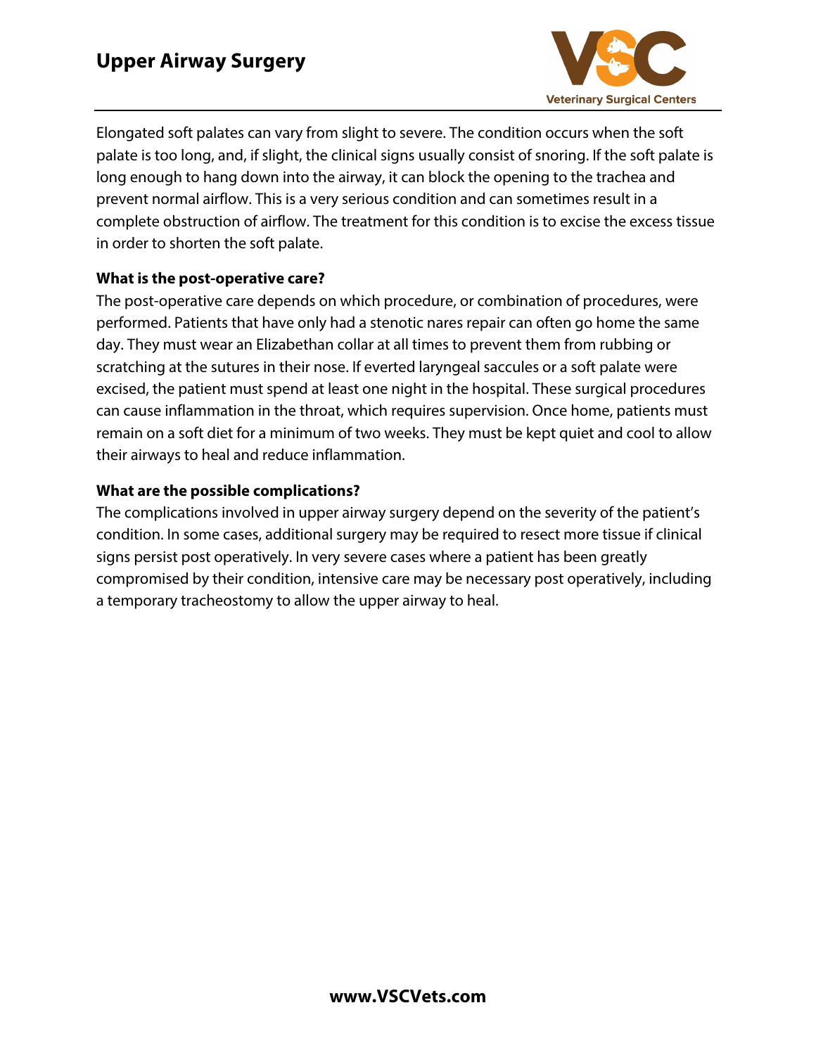Elongated soft palates can vary from slight to severe. The condition occurs when the soft palate is too long, and, if slight, the clinical signs usually consist of snoring. If the soft palate is long enough to hang down into the airway, it can block the opening to the trachea and prevent normal airflow. This is a very serious condition and can sometimes result in a complete obstruction of airflow. The treatment for this condition is to excise the excess tissue in order to shorten the soft palate.

**What is the post-operative care?**

The post-operative care depends on which procedure, or combination of procedures, were performed. Patients that have only had a stenotic nares repair can often go home the same day. They must wear an Elizabethan collar at all times to prevent them from rubbing or scratching at the sutures in their nose. If everted laryngeal saccules or a soft palate were excised, the patient must spend at least one night in the hospital. These surgical procedures can cause inflammation in the throat, which requires supervision. Once home, patients must remain on a soft diet for a minimum of two weeks. They must be kept quiet and cool to allow their airways to heal and reduce inflammation.

**What are the possible complications?**

The complications involved in upper airway surgery depend on the severity of the patient's condition. In some cases, additional surgery may be required to resect more tissue if clinical signs persist post operatively. In very severe cases where a patient has been greatly compromised by their condition, intensive care may be necessary post operatively, including a temporary tracheostomy to allow the upper airway to heal.